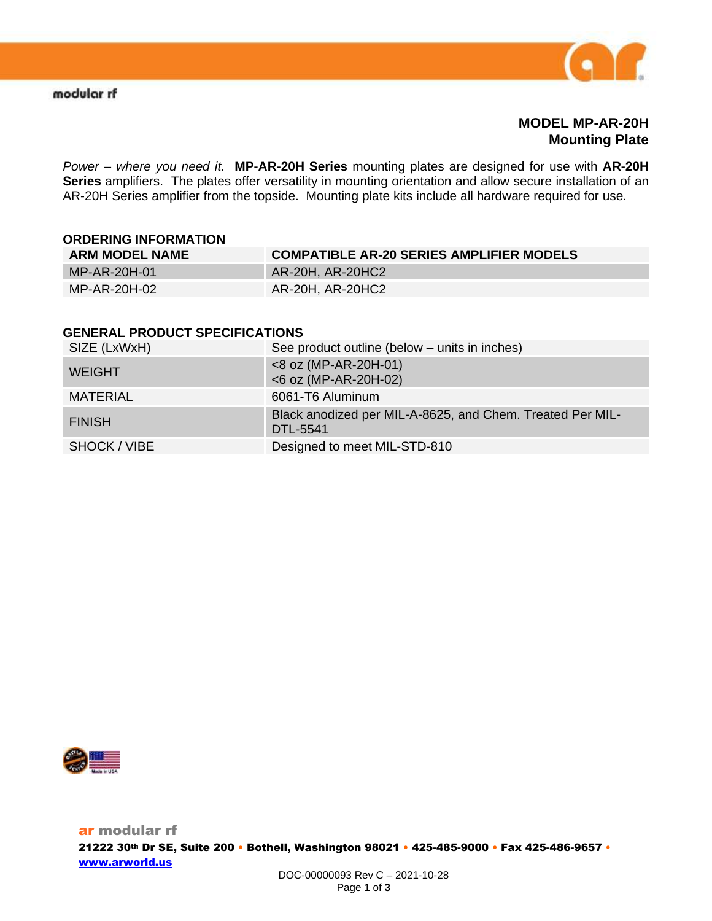modular rf

# MODEL MP-AR-20H
## Mounting Plate

*Power – where you need it.* **MP-AR-20H Series** mounting plates are designed for use with **AR-20H Series** amplifiers. The plates offer versatility in mounting orientation and allow secure installation of an AR-20H Series amplifier from the topside. Mounting plate kits include all hardware required for use.

### ORDERING INFORMATION

| ARM MODEL NAME | COMPATIBLE AR-20 SERIES AMPLIFIER MODELS |
|---|---|
| MP-AR-20H-01 | AR-20H, AR-20HC2 |
| MP-AR-20H-02 | AR-20H, AR-20HC2 |

### GENERAL PRODUCT SPECIFICATIONS

| | |
|---|---|
| SIZE (LxWxH) | See product outline (below – units in inches) |
| WEIGHT | <8 oz (MP-AR-20H-01)<br><6 oz (MP-AR-20H-02) |
| MATERIAL | 6061-T6 Aluminum |
| FINISH | Black anodized per MIL-A-8625, and Chem. Treated Per MIL-DTL-5541 |
| SHOCK / VIBE | Designed to meet MIL-STD-810 |

**ar modular rf**
**21222 30th Dr SE, Suite 200 • Bothell, Washington 98021 • 425-485-9000 • Fax 425-486-9657 •**
**www.arworld.us**

DOC-00000093 Rev C – 2021-10-28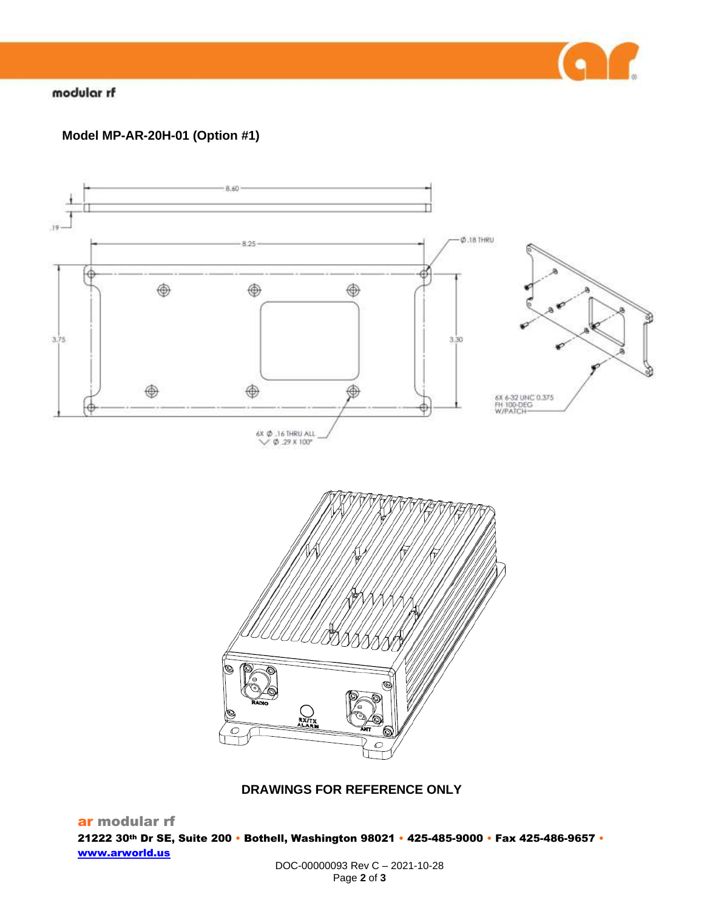modular rf

**Model MP-AR-20H-01 (Option #1)**

8.60

.19

8.25

Ø .18 THRU

3.75

3.30

6X 6-32 UNC 0.375
FH 100-DEG
W/PATCH

6X Ø .16 THRU ALL
⌵ Ø .29 X 100°

RADIO

RX/TX
ALARM

ANT

**DRAWINGS FOR REFERENCE ONLY**

**ar modular rf**

**21222 30th Dr SE, Suite 200 • Bothell, Washington 98021 • 425-485-9000 • Fax 425-486-9657 •**
**www.arworld.us**

DOC-00000093 Rev C – 2021-10-28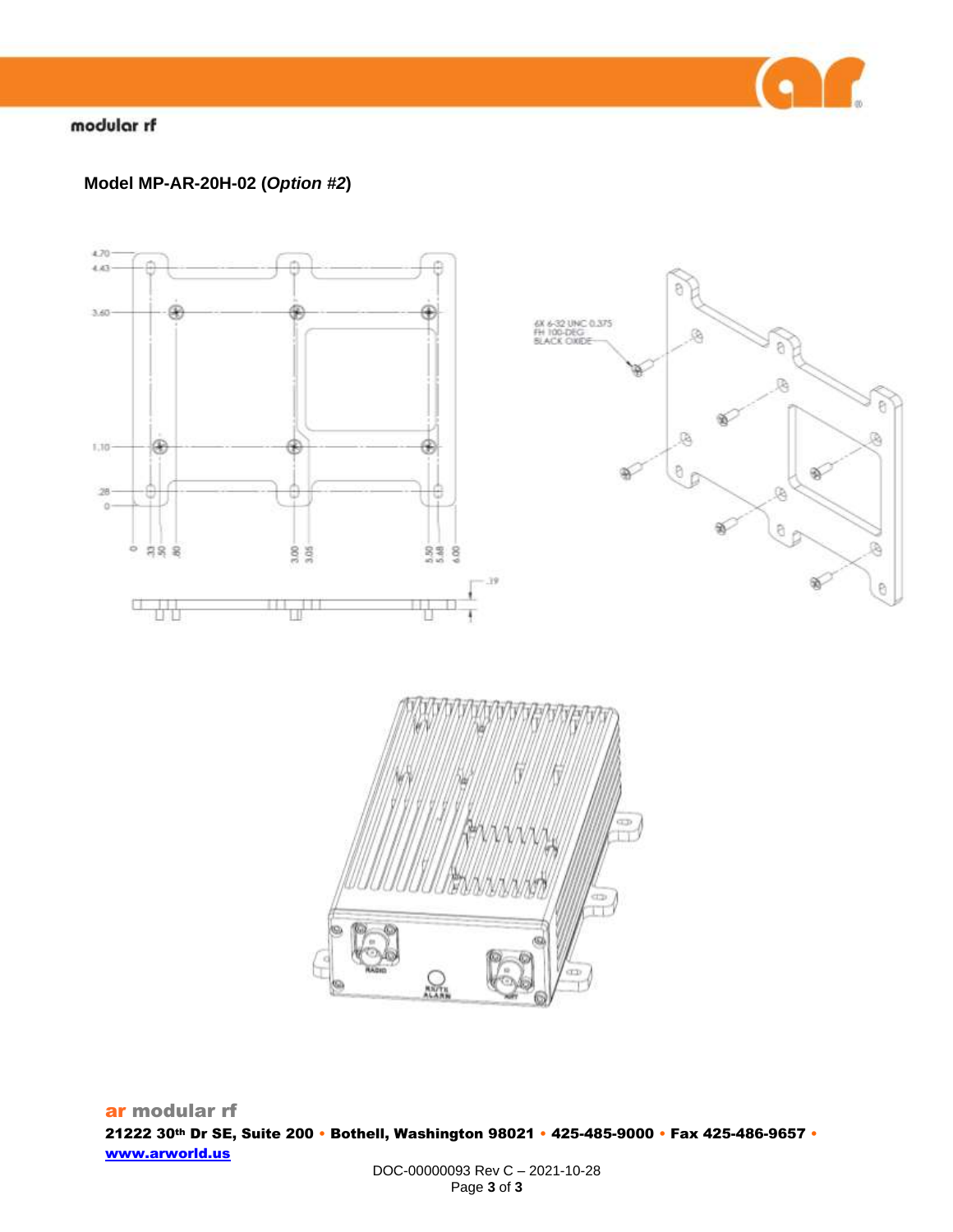modular rf

**Model MP-AR-20H-02 (*Option #2*)**

4.70
4.43
3.60
1.10
.28
0

0
.33
.50
.80
3.00
3.05
5.50
5.68
6.00

.19

6X 6-32 UNC 0.375
FH 100-DEG
BLACK OXIDE

RADIO
MUTE
ALARM
ANT

**ar modular rf**
**21222 30th Dr SE, Suite 200 • Bothell, Washington 98021 • 425-485-9000 • Fax 425-486-9657 •**
**www.arworld.us**

DOC-00000093 Rev C – 2021-10-28